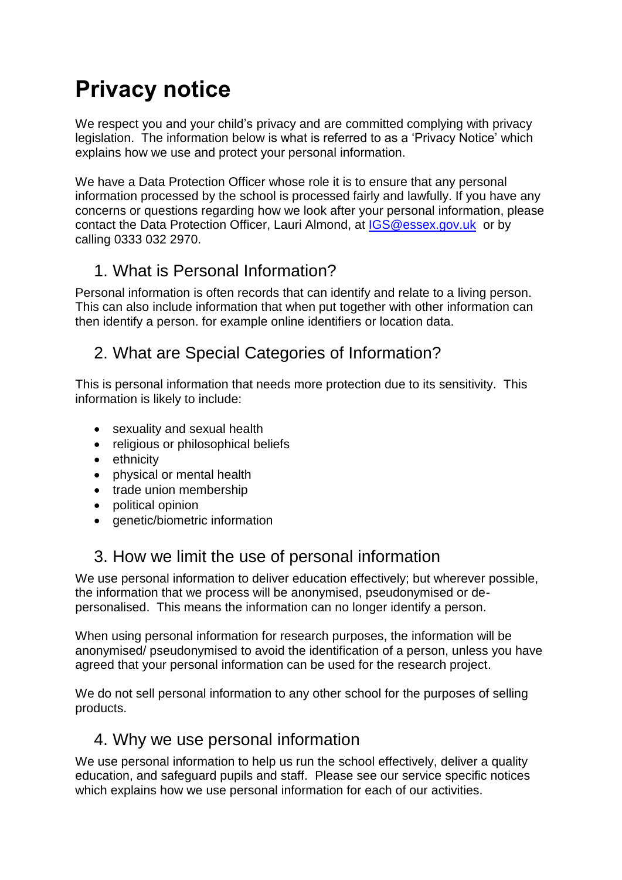# Privacy notice

We respect you and your child's privacy and are committed complying with privacy legislation. The information below is what is referred to as a 'Privacy Notice' which explains how we use and protect your personal information.

We have a Data Protection Officer whose role it is to ensure that any personal information processed by the school is processed fairly and lawfully. If you have any concerns or questions regarding how we look after your personal information, please contact the Data Protection Officer, Lauri Almond, at [IGS@essex.gov.uk](mailto:IGS@essex.gov.uk) or by calling 0333 032 2970.

## 1. What is Personal Information?

Personal information is often records that can identify and relate to a living person. This can also include information that when put together with other information can then identify a person. for example online identifiers or location data.

## 2. What are Special Categories of Information?

This is personal information that needs more protection due to its sensitivity. This information is likely to include:

- sexuality and sexual health
- religious or philosophical beliefs
- ethnicity
- physical or mental health
- trade union membership
- political opinion
- genetic/biometric information

## 3. How we limit the use of personal information

We use personal information to deliver education effectively; but wherever possible, the information that we process will be anonymised, pseudonymised or de-personalised. This means the information can no longer identify a person.

When using personal information for research purposes, the information will be anonymised/ pseudonymised to avoid the identification of a person, unless you have agreed that your personal information can be used for the research project.

We do not sell personal information to any other school for the purposes of selling products.

## 4. Why we use personal information

We use personal information to help us run the school effectively, deliver a quality education, and safeguard pupils and staff. Please see our service specific notices which explains how we use personal information for each of our activities.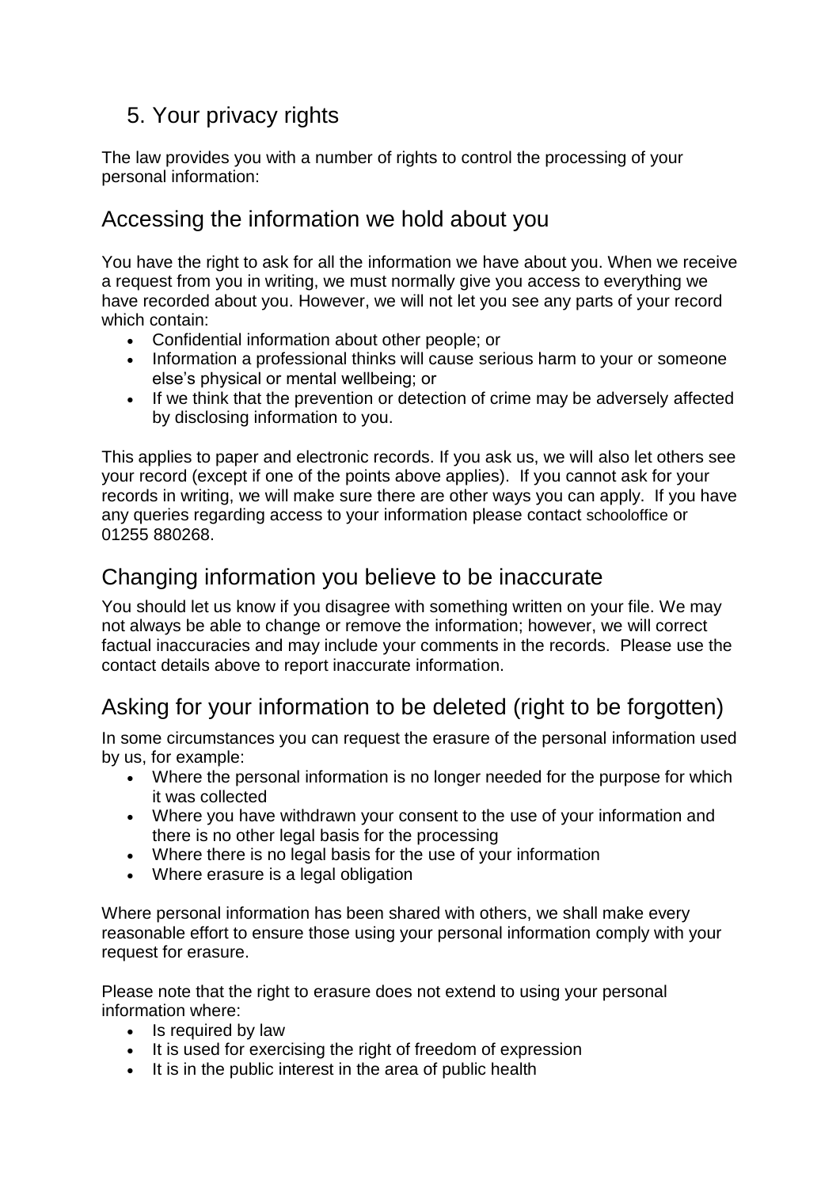## 5. Your privacy rights

The law provides you with a number of rights to control the processing of your personal information:

## Accessing the information we hold about you

You have the right to ask for all the information we have about you. When we receive a request from you in writing, we must normally give you access to everything we have recorded about you. However, we will not let you see any parts of your record which contain:

- Confidential information about other people; or
- Information a professional thinks will cause serious harm to your or someone else's physical or mental wellbeing; or
- If we think that the prevention or detection of crime may be adversely affected by disclosing information to you.

This applies to paper and electronic records. If you ask us, we will also let others see your record (except if one of the points above applies). If you cannot ask for your records in writing, we will make sure there are other ways you can apply. If you have any queries regarding access to your information please contact schooloffice or 01255 880268.

## Changing information you believe to be inaccurate

You should let us know if you disagree with something written on your file. We may not always be able to change or remove the information; however, we will correct factual inaccuracies and may include your comments in the records. Please use the contact details above to report inaccurate information.

## Asking for your information to be deleted (right to be forgotten)

In some circumstances you can request the erasure of the personal information used by us, for example:

- Where the personal information is no longer needed for the purpose for which it was collected
- Where you have withdrawn your consent to the use of your information and there is no other legal basis for the processing
- Where there is no legal basis for the use of your information
- Where erasure is a legal obligation

Where personal information has been shared with others, we shall make every reasonable effort to ensure those using your personal information comply with your request for erasure.

Please note that the right to erasure does not extend to using your personal information where:

- Is required by law
- It is used for exercising the right of freedom of expression
- It is in the public interest in the area of public health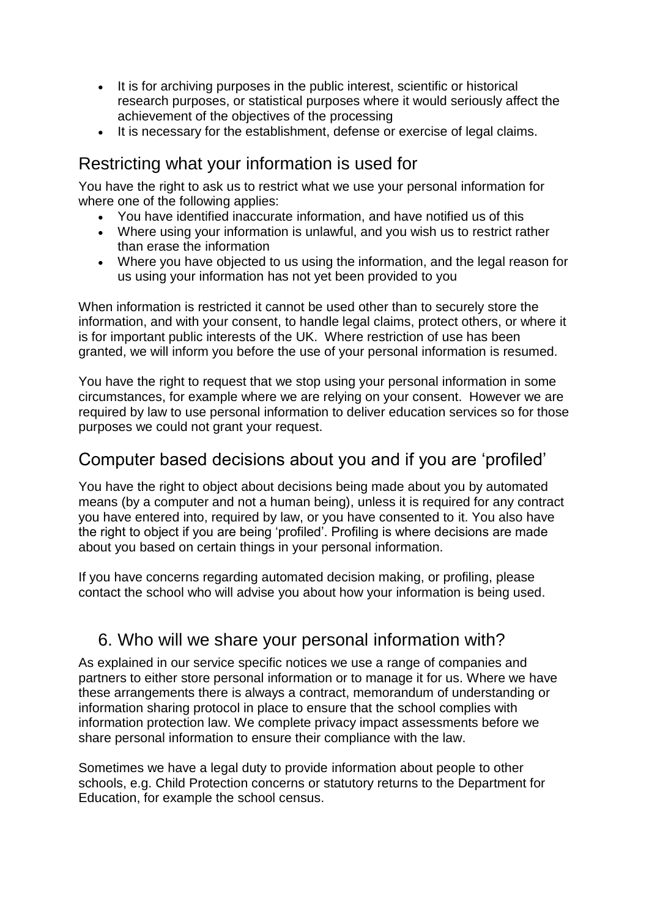- It is for archiving purposes in the public interest, scientific or historical research purposes, or statistical purposes where it would seriously affect the achievement of the objectives of the processing
- It is necessary for the establishment, defense or exercise of legal claims.

## Restricting what your information is used for

You have the right to ask us to restrict what we use your personal information for where one of the following applies:

- You have identified inaccurate information, and have notified us of this
- Where using your information is unlawful, and you wish us to restrict rather than erase the information
- Where you have objected to us using the information, and the legal reason for us using your information has not yet been provided to you

When information is restricted it cannot be used other than to securely store the information, and with your consent, to handle legal claims, protect others, or where it is for important public interests of the UK. Where restriction of use has been granted, we will inform you before the use of your personal information is resumed.

You have the right to request that we stop using your personal information in some circumstances, for example where we are relying on your consent. However we are required by law to use personal information to deliver education services so for those purposes we could not grant your request.

## Computer based decisions about you and if you are 'profiled'

You have the right to object about decisions being made about you by automated means (by a computer and not a human being), unless it is required for any contract you have entered into, required by law, or you have consented to it. You also have the right to object if you are being 'profiled'. Profiling is where decisions are made about you based on certain things in your personal information.

If you have concerns regarding automated decision making, or profiling, please contact the school who will advise you about how your information is being used.

## 6. Who will we share your personal information with?

As explained in our service specific notices we use a range of companies and partners to either store personal information or to manage it for us. Where we have these arrangements there is always a contract, memorandum of understanding or information sharing protocol in place to ensure that the school complies with information protection law. We complete privacy impact assessments before we share personal information to ensure their compliance with the law.

Sometimes we have a legal duty to provide information about people to other schools, e.g. Child Protection concerns or statutory returns to the Department for Education, for example the school census.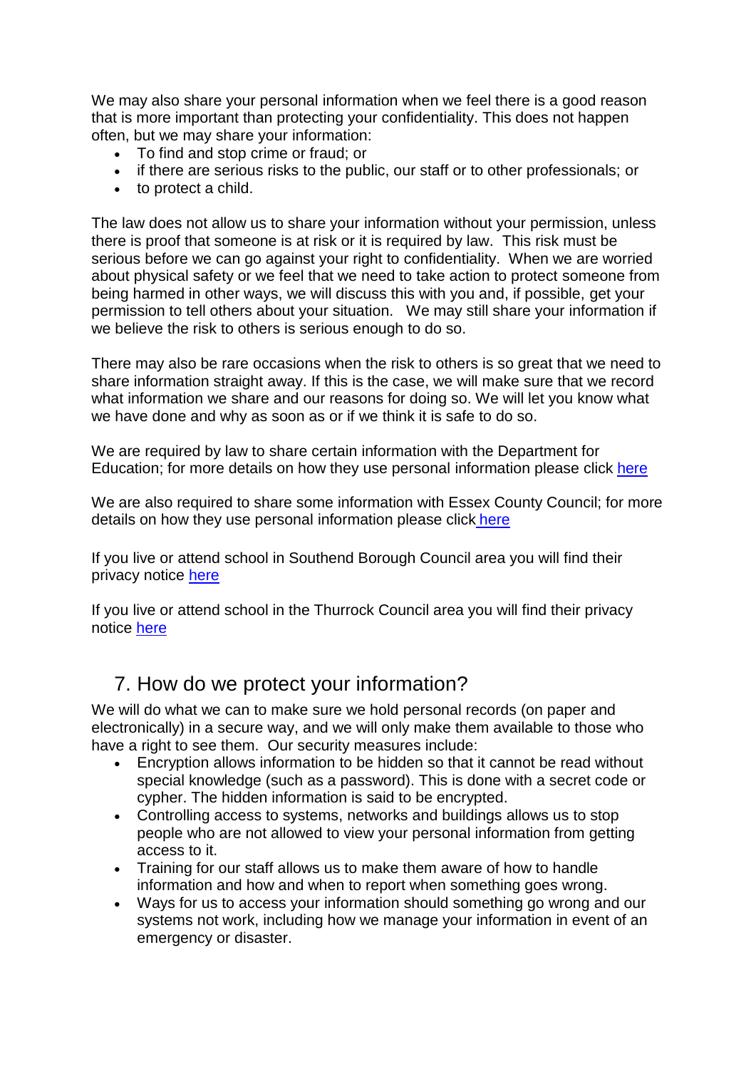We may also share your personal information when we feel there is a good reason that is more important than protecting your confidentiality. This does not happen often, but we may share your information:

- To find and stop crime or fraud; or
- if there are serious risks to the public, our staff or to other professionals; or
- to protect a child.

The law does not allow us to share your information without your permission, unless there is proof that someone is at risk or it is required by law. This risk must be serious before we can go against your right to confidentiality. When we are worried about physical safety or we feel that we need to take action to protect someone from being harmed in other ways, we will discuss this with you and, if possible, get your permission to tell others about your situation. We may still share your information if we believe the risk to others is serious enough to do so.

There may also be rare occasions when the risk to others is so great that we need to share information straight away. If this is the case, we will make sure that we record what information we share and our reasons for doing so. We will let you know what we have done and why as soon as or if we think it is safe to do so.

We are required by law to share certain information with the Department for Education; for more details on how they use personal information please click here

We are also required to share some information with Essex County Council; for more details on how they use personal information please click here

If you live or attend school in Southend Borough Council area you will find their privacy notice here

If you live or attend school in the Thurrock Council area you will find their privacy notice here

## 7. How do we protect your information?

We will do what we can to make sure we hold personal records (on paper and electronically) in a secure way, and we will only make them available to those who have a right to see them. Our security measures include:

- Encryption allows information to be hidden so that it cannot be read without special knowledge (such as a password). This is done with a secret code or cypher. The hidden information is said to be encrypted.
- Controlling access to systems, networks and buildings allows us to stop people who are not allowed to view your personal information from getting access to it.
- Training for our staff allows us to make them aware of how to handle information and how and when to report when something goes wrong.
- Ways for us to access your information should something go wrong and our systems not work, including how we manage your information in event of an emergency or disaster.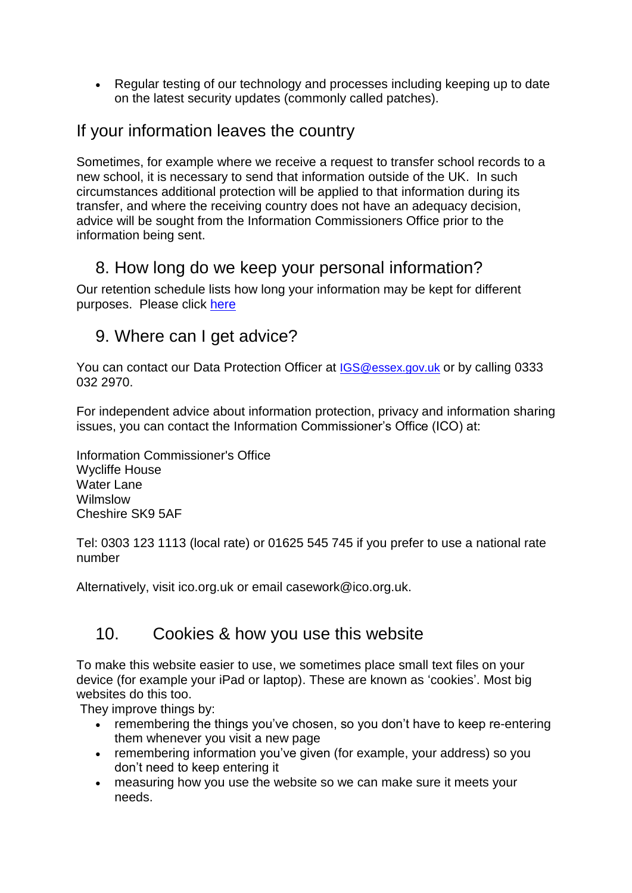- Regular testing of our technology and processes including keeping up to date on the latest security updates (commonly called patches).

## If your information leaves the country

Sometimes, for example where we receive a request to transfer school records to a new school, it is necessary to send that information outside of the UK. In such circumstances additional protection will be applied to that information during its transfer, and where the receiving country does not have an adequacy decision, advice will be sought from the Information Commissioners Office prior to the information being sent.

## 8. How long do we keep your personal information?

Our retention schedule lists how long your information may be kept for different purposes. Please click [here]()

## 9. Where can I get advice?

You can contact our Data Protection Officer at [IGS@essex.gov.uk](mailto:IGS@essex.gov.uk) or by calling 0333 032 2970.

For independent advice about information protection, privacy and information sharing issues, you can contact the Information Commissioner's Office (ICO) at:

Information Commissioner's Office
Wycliffe House
Water Lane
Wilmslow
Cheshire SK9 5AF

Tel: 0303 123 1113 (local rate) or 01625 545 745 if you prefer to use a national rate number

Alternatively, visit ico.org.uk or email casework@ico.org.uk.

## 10. Cookies & how you use this website

To make this website easier to use, we sometimes place small text files on your device (for example your iPad or laptop). These are known as 'cookies'. Most big websites do this too.

They improve things by:

- remembering the things you've chosen, so you don't have to keep re-entering them whenever you visit a new page
- remembering information you've given (for example, your address) so you don't need to keep entering it
- measuring how you use the website so we can make sure it meets your needs.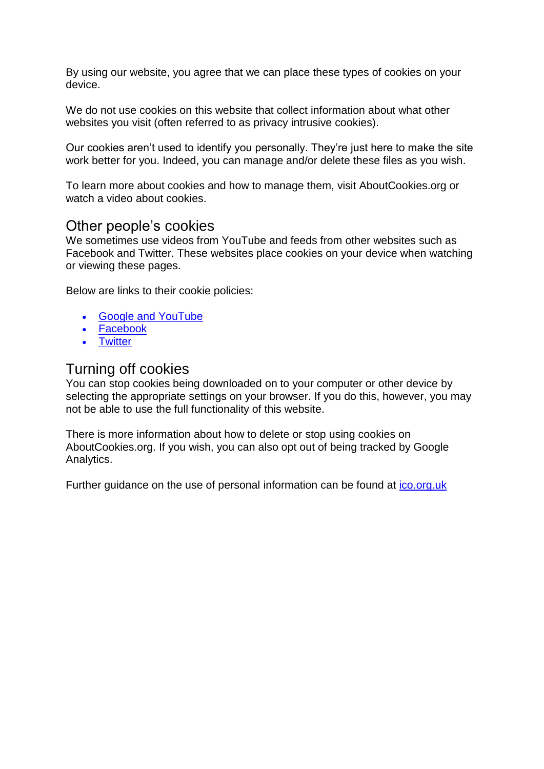By using our website, you agree that we can place these types of cookies on your device.

We do not use cookies on this website that collect information about what other websites you visit (often referred to as privacy intrusive cookies).

Our cookies aren't used to identify you personally. They're just here to make the site work better for you. Indeed, you can manage and/or delete these files as you wish.

To learn more about cookies and how to manage them, visit AboutCookies.org or watch a video about cookies.

## Other people's cookies

We sometimes use videos from YouTube and feeds from other websites such as Facebook and Twitter. These websites place cookies on your device when watching or viewing these pages.

Below are links to their cookie policies:

- Google and YouTube
- Facebook
- Twitter

## Turning off cookies

You can stop cookies being downloaded on to your computer or other device by selecting the appropriate settings on your browser. If you do this, however, you may not be able to use the full functionality of this website.

There is more information about how to delete or stop using cookies on AboutCookies.org. If you wish, you can also opt out of being tracked by Google Analytics.

Further guidance on the use of personal information can be found at ico.org.uk